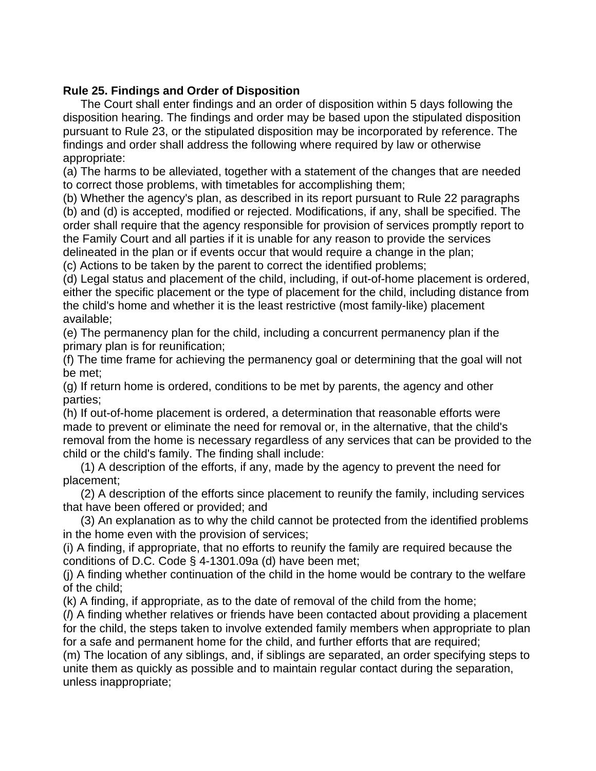**Rule 25. Findings and Order of Disposition**

The Court shall enter findings and an order of disposition within 5 days following the disposition hearing. The findings and order may be based upon the stipulated disposition pursuant to Rule 23, or the stipulated disposition may be incorporated by reference. The findings and order shall address the following where required by law or otherwise appropriate:

(a) The harms to be alleviated, together with a statement of the changes that are needed to correct those problems, with timetables for accomplishing them;

(b) Whether the agency's plan, as described in its report pursuant to Rule 22 paragraphs (b) and (d) is accepted, modified or rejected. Modifications, if any, shall be specified. The order shall require that the agency responsible for provision of services promptly report to the Family Court and all parties if it is unable for any reason to provide the services delineated in the plan or if events occur that would require a change in the plan;

(c) Actions to be taken by the parent to correct the identified problems;

(d) Legal status and placement of the child, including, if out-of-home placement is ordered, either the specific placement or the type of placement for the child, including distance from the child's home and whether it is the least restrictive (most family-like) placement available;

(e) The permanency plan for the child, including a concurrent permanency plan if the primary plan is for reunification;

(f) The time frame for achieving the permanency goal or determining that the goal will not be met;

(g) If return home is ordered, conditions to be met by parents, the agency and other parties;

(h) If out-of-home placement is ordered, a determination that reasonable efforts were made to prevent or eliminate the need for removal or, in the alternative, that the child's removal from the home is necessary regardless of any services that can be provided to the child or the child's family. The finding shall include:

(1) A description of the efforts, if any, made by the agency to prevent the need for placement;

(2) A description of the efforts since placement to reunify the family, including services that have been offered or provided; and

(3) An explanation as to why the child cannot be protected from the identified problems in the home even with the provision of services;

(i) A finding, if appropriate, that no efforts to reunify the family are required because the conditions of D.C. Code § 4-1301.09a (d) have been met;

(j) A finding whether continuation of the child in the home would be contrary to the welfare of the child;

(k) A finding, if appropriate, as to the date of removal of the child from the home;

(*l*) A finding whether relatives or friends have been contacted about providing a placement for the child, the steps taken to involve extended family members when appropriate to plan for a safe and permanent home for the child, and further efforts that are required;

(m) The location of any siblings, and, if siblings are separated, an order specifying steps to unite them as quickly as possible and to maintain regular contact during the separation, unless inappropriate;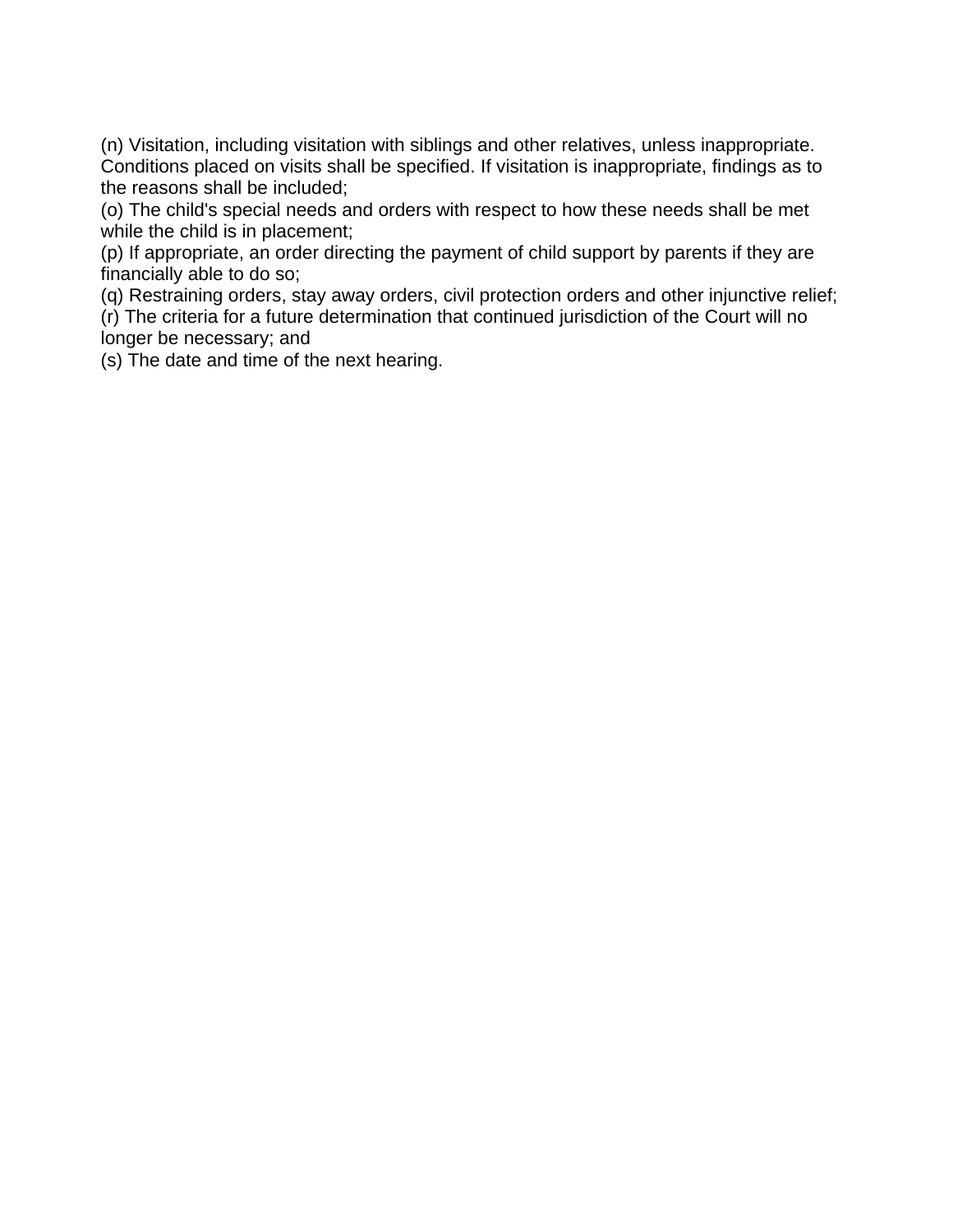(n) Visitation, including visitation with siblings and other relatives, unless inappropriate. Conditions placed on visits shall be specified. If visitation is inappropriate, findings as to the reasons shall be included;

(o) The child's special needs and orders with respect to how these needs shall be met while the child is in placement;

(p) If appropriate, an order directing the payment of child support by parents if they are financially able to do so;

(q) Restraining orders, stay away orders, civil protection orders and other injunctive relief;

(r) The criteria for a future determination that continued jurisdiction of the Court will no longer be necessary; and

(s) The date and time of the next hearing.